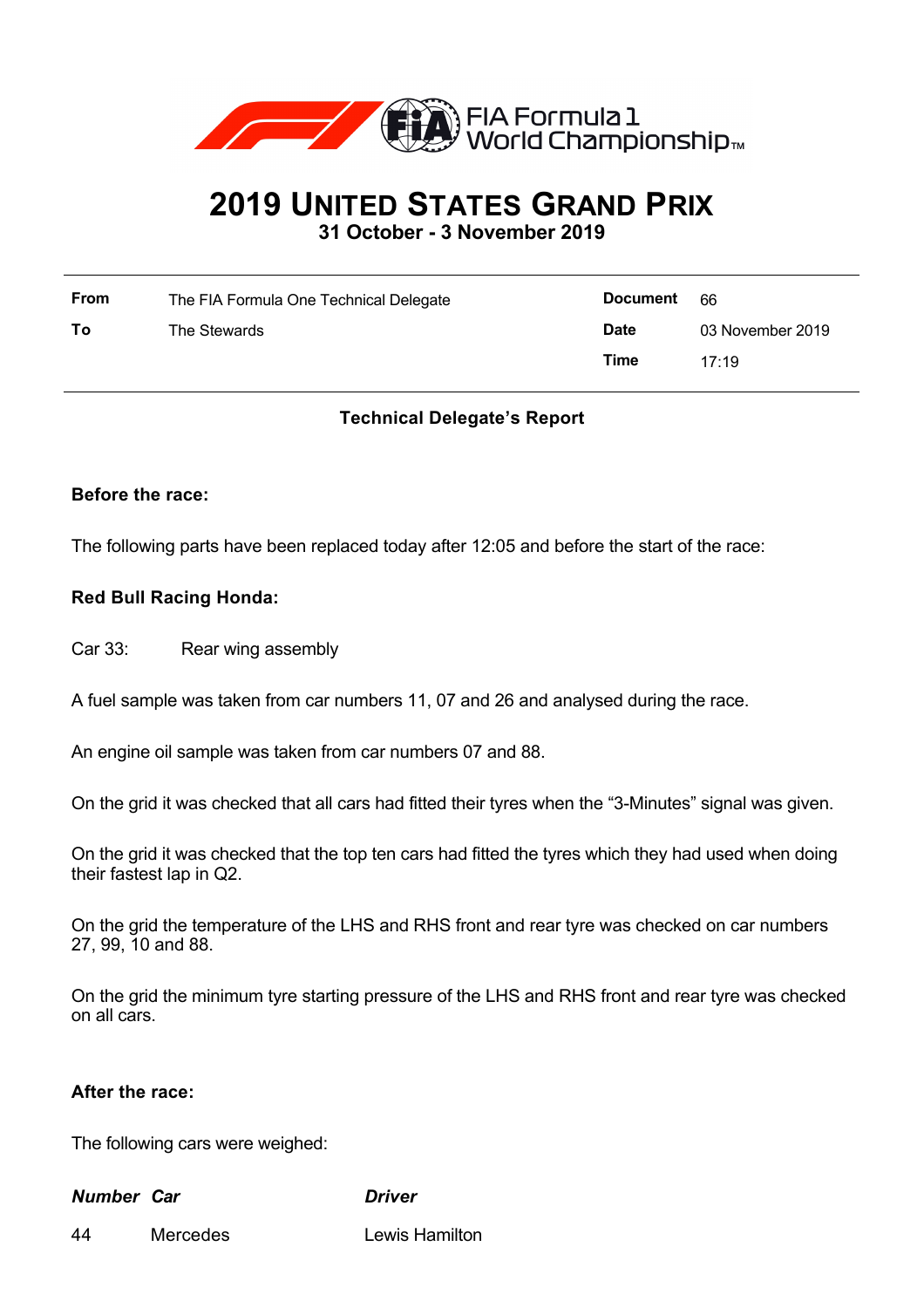# 2019 United States Grand Prix

**31 October - 3 November 2019**

| | | | |
|---|---|---|---|
| **From** | The FIA Formula One Technical Delegate | **Document** | 66 |
| **To** | The Stewards | **Date** | 03 November 2019 |
| | | **Time** | 17:19 |

**Technical Delegate's Report**

**Before the race:**

The following parts have been replaced today after 12:05 and before the start of the race:

**Red Bull Racing Honda:**

Car 33: Rear wing assembly

A fuel sample was taken from car numbers 11, 07 and 26 and analysed during the race.

An engine oil sample was taken from car numbers 07 and 88.

On the grid it was checked that all cars had fitted their tyres when the "3-Minutes" signal was given.

On the grid it was checked that the top ten cars had fitted the tyres which they had used when doing their fastest lap in Q2.

On the grid the temperature of the LHS and RHS front and rear tyre was checked on car numbers 27, 99, 10 and 88.

On the grid the minimum tyre starting pressure of the LHS and RHS front and rear tyre was checked on all cars.

**After the race:**

The following cars were weighed:

| *Number* | *Car* | *Driver* |
|---|---|---|
| 44 | Mercedes | Lewis Hamilton |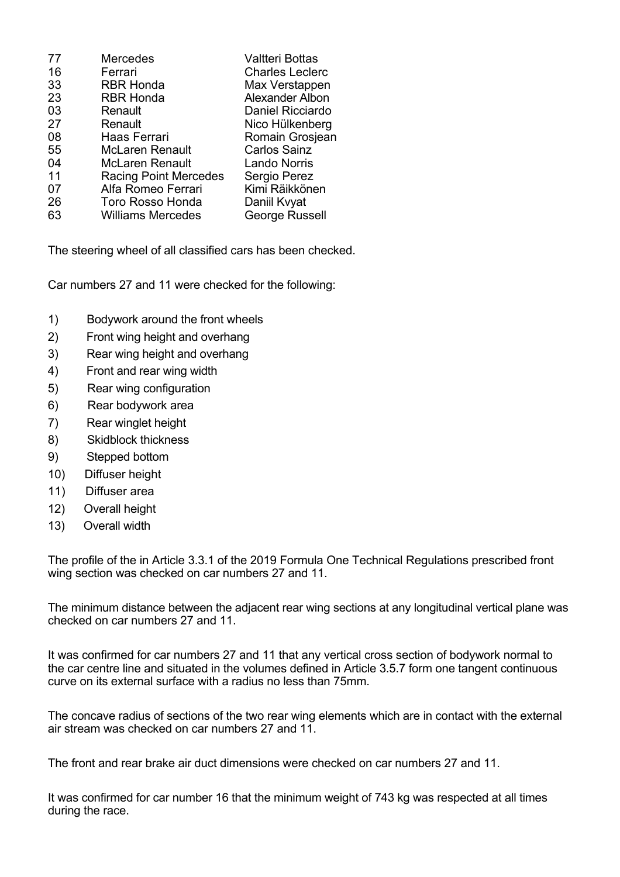| | | |
|---|---|---|
| 77 | Mercedes | Valtteri Bottas |
| 16 | Ferrari | Charles Leclerc |
| 33 | RBR Honda | Max Verstappen |
| 23 | RBR Honda | Alexander Albon |
| 03 | Renault | Daniel Ricciardo |
| 27 | Renault | Nico Hülkenberg |
| 08 | Haas Ferrari | Romain Grosjean |
| 55 | McLaren Renault | Carlos Sainz |
| 04 | McLaren Renault | Lando Norris |
| 11 | Racing Point Mercedes | Sergio Perez |
| 07 | Alfa Romeo Ferrari | Kimi Räikkönen |
| 26 | Toro Rosso Honda | Daniil Kvyat |
| 63 | Williams Mercedes | George Russell |

The steering wheel of all classified cars has been checked.

Car numbers 27 and 11 were checked for the following:

1) Bodywork around the front wheels
2) Front wing height and overhang
3) Rear wing height and overhang
4) Front and rear wing width
5) Rear wing configuration
6) Rear bodywork area
7) Rear winglet height
8) Skidblock thickness
9) Stepped bottom
10) Diffuser height
11) Diffuser area
12) Overall height
13) Overall width

The profile of the in Article 3.3.1 of the 2019 Formula One Technical Regulations prescribed front wing section was checked on car numbers 27 and 11.

The minimum distance between the adjacent rear wing sections at any longitudinal vertical plane was checked on car numbers 27 and 11.

It was confirmed for car numbers 27 and 11 that any vertical cross section of bodywork normal to the car centre line and situated in the volumes defined in Article 3.5.7 form one tangent continuous curve on its external surface with a radius no less than 75mm.

The concave radius of sections of the two rear wing elements which are in contact with the external air stream was checked on car numbers 27 and 11.

The front and rear brake air duct dimensions were checked on car numbers 27 and 11.

It was confirmed for car number 16 that the minimum weight of 743 kg was respected at all times during the race.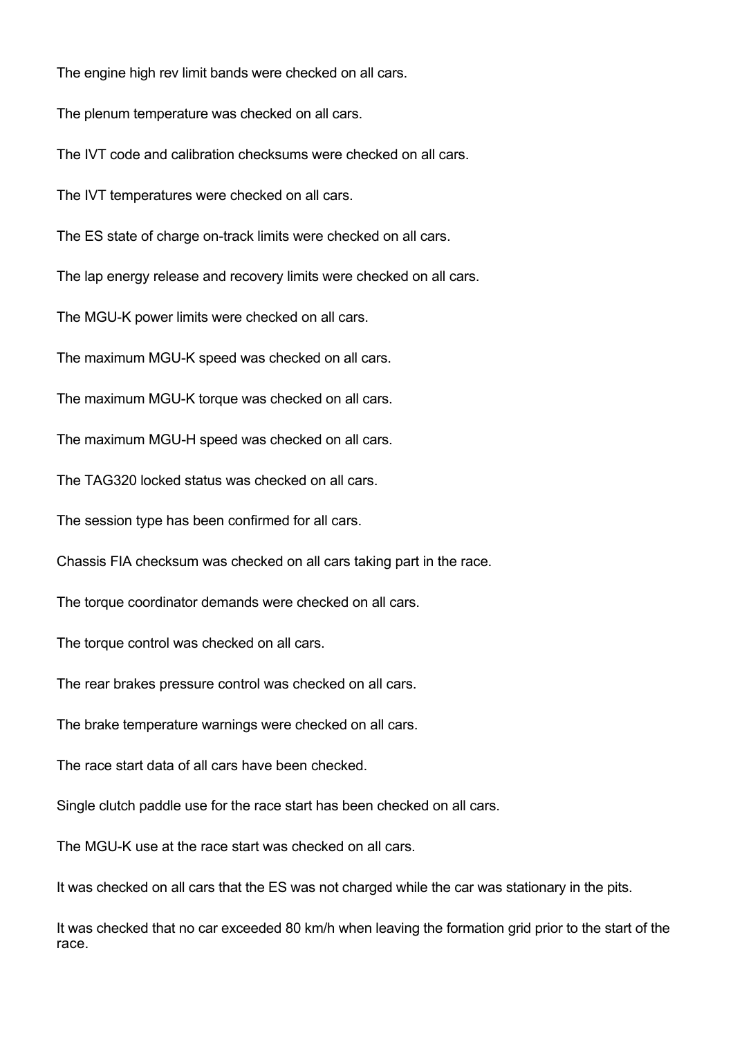The engine high rev limit bands were checked on all cars.

The plenum temperature was checked on all cars.

The IVT code and calibration checksums were checked on all cars.

The IVT temperatures were checked on all cars.

The ES state of charge on-track limits were checked on all cars.

The lap energy release and recovery limits were checked on all cars.

The MGU-K power limits were checked on all cars.

The maximum MGU-K speed was checked on all cars.

The maximum MGU-K torque was checked on all cars.

The maximum MGU-H speed was checked on all cars.

The TAG320 locked status was checked on all cars.

The session type has been confirmed for all cars.

Chassis FIA checksum was checked on all cars taking part in the race.

The torque coordinator demands were checked on all cars.

The torque control was checked on all cars.

The rear brakes pressure control was checked on all cars.

The brake temperature warnings were checked on all cars.

The race start data of all cars have been checked.

Single clutch paddle use for the race start has been checked on all cars.

The MGU-K use at the race start was checked on all cars.

It was checked on all cars that the ES was not charged while the car was stationary in the pits.

It was checked that no car exceeded 80 km/h when leaving the formation grid prior to the start of the race.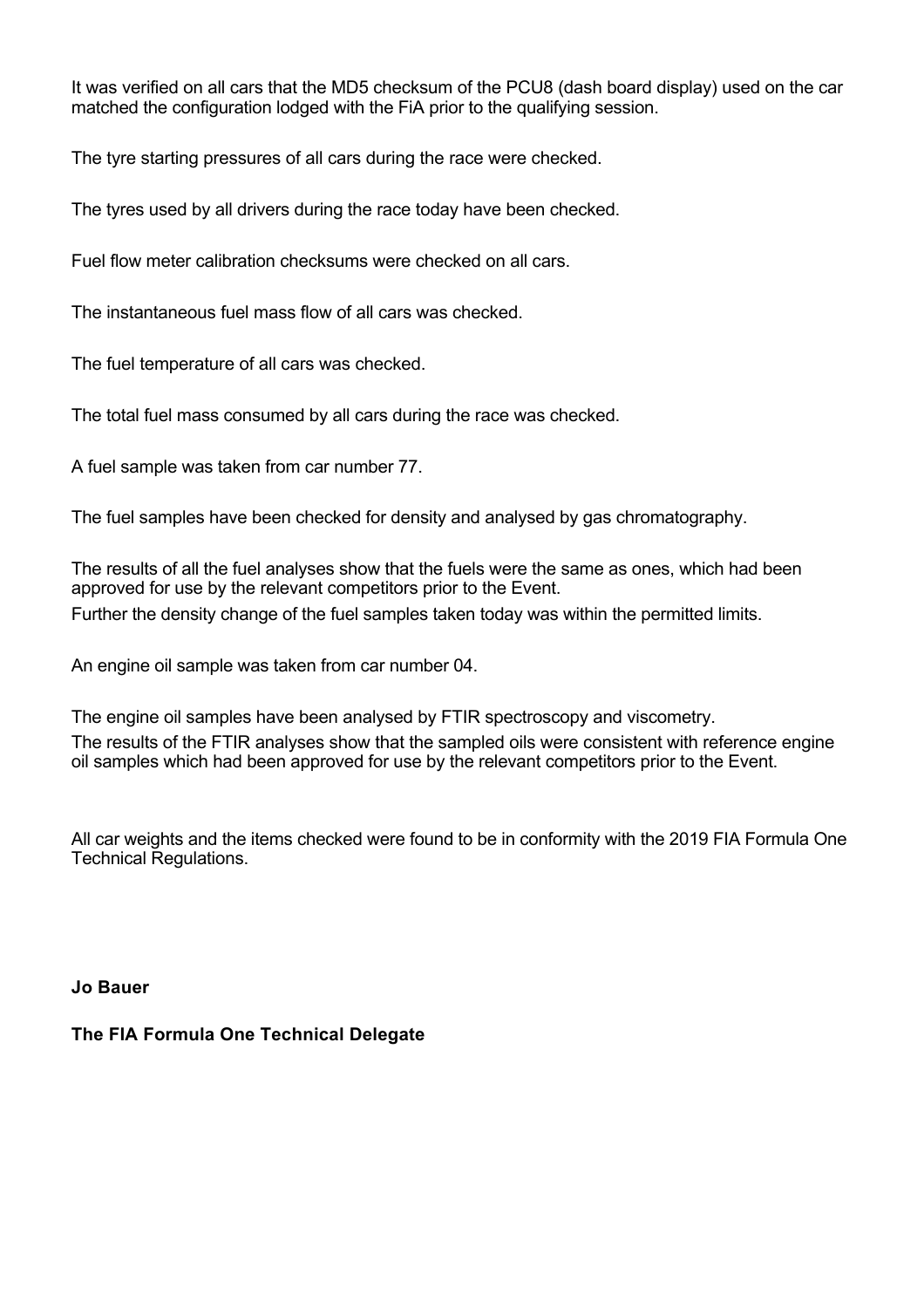It was verified on all cars that the MD5 checksum of the PCU8 (dash board display) used on the car matched the configuration lodged with the FiA prior to the qualifying session.

The tyre starting pressures of all cars during the race were checked.

The tyres used by all drivers during the race today have been checked.

Fuel flow meter calibration checksums were checked on all cars.

The instantaneous fuel mass flow of all cars was checked.

The fuel temperature of all cars was checked.

The total fuel mass consumed by all cars during the race was checked.

A fuel sample was taken from car number 77.

The fuel samples have been checked for density and analysed by gas chromatography.

The results of all the fuel analyses show that the fuels were the same as ones, which had been approved for use by the relevant competitors prior to the Event.
Further the density change of the fuel samples taken today was within the permitted limits.

An engine oil sample was taken from car number 04.

The engine oil samples have been analysed by FTIR spectroscopy and viscometry.
The results of the FTIR analyses show that the sampled oils were consistent with reference engine oil samples which had been approved for use by the relevant competitors prior to the Event.

All car weights and the items checked were found to be in conformity with the 2019 FIA Formula One Technical Regulations.

**Jo Bauer**

**The FIA Formula One Technical Delegate**